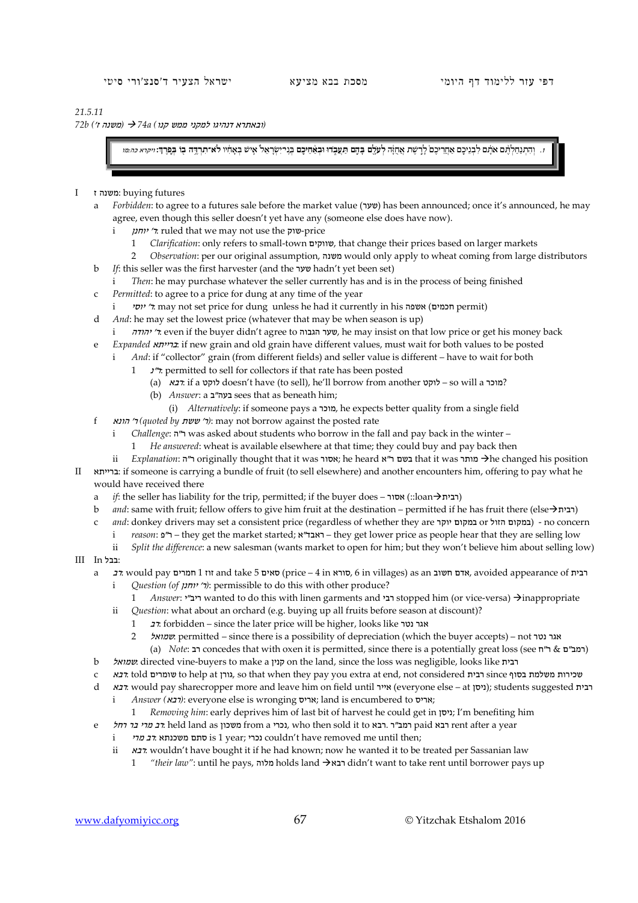21.5.11

72b (משנה ז') → 74a (ובאתרא דנהיגו למקני ממש קנו)

> 1. וְהִתְנַחַלְתֶּם אֹתָם לִבְנֵיכֶם אַחֲרֵיכֶם לָרֶשֶׁת אֲחֻזָּה לְעֹלָם בָּהֶם תַּעֲבֹדוּ וּבְאַחֵיכֶם בְּנֵי־יִשְׂרָאֵל אִישׁ בְּאָחִיו לֹא־תִרְדֶּה בּוֹ בְּפָרֶךְ: ויקרא כה:מו

- I משנה ז: buying futures
  - a *Forbidden*: to agree to a futures sale before the market value (שער) has been announced; once it's announced, he may agree, even though this seller doesn't yet have any (someone else does have now).
    - i *ר' יוחנן*: ruled that we may not use the שוק-price
      - 1 *Clarification*: only refers to small-town שווקים, that change their prices based on larger markets
      - 2 *Observation*: per our original assumption, משנה would only apply to wheat coming from large distributors
  - b *If*: this seller was the first harvester (and the שער hadn't yet been set)
    - i *Then*: he may purchase whatever the seller currently has and is in the process of being finished
  - c *Permitted*: to agree to a price for dung at any time of the year
    - i *ר' יוסי*: may not set price for dung unless he had it currently in his אשפה (חכמים permit)
  - d *And*: he may set the lowest price (whatever that may be when season is up)
    - i *ר' יהודה*: even if the buyer didn't agree to שער הגבוה, he may insist on that low price or get his money back
  - e *Expanded ברייתא*: if new grain and old grain have different values, must wait for both values to be posted
    - i *And*: if "collector" grain (from different fields) and seller value is different – have to wait for both
      - 1 *ר"נ*: permitted to sell for collectors if that rate has been posted
        - (a) *רבא*: if a לוקט doesn't have (to sell), he'll borrow from another לוקט – so will a מוכר?
        - (b) *Answer*: a בעה"ב sees that as beneath him;
          - (i) *Alternatively*: if someone pays a מוכר, he expects better quality from a single field
  - f *ר' הונא (quoted by ר' ששת)*: may not borrow against the posted rate
    - i *Challenge*: ר"ה was asked about students who borrow in the fall and pay back in the winter –
      - 1 *He answered*: wheat is available elsewhere at that time; they could buy and pay back then
    - ii *Explanation*: ר"ה originally thought that it was אסור; he heard בשם ר"א that it was מותר → he changed his position
- II ברייתא: if someone is carrying a bundle of fruit (to sell elsewhere) and another encounters him, offering to pay what he would have received there
  - a *if*: the seller has liability for the trip, permitted; if the buyer does – אסור (::loan→רבית)
  - b *and*: same with fruit; fellow offers to give him fruit at the destination – permitted if he has fruit there (else→רבית)
  - c *and*: donkey drivers may set a consistent price (regardless of whether they are במקום יוקר or במקום הזול) - no concern
    - i *reason*: ר"פ – they get the market started; ראבד"א – they get lower price as people hear that they are selling low
    - ii *Split the difference*: a new salesman (wants market to open for him; but they won't believe him about selling low)
- III In בבל:
  - a *רב*: would pay חמרים 1 זוז and take 5 סאים (price – 4 in סורא, 6 in villages) as an אדם חשוב, avoided appearance of רבית
    - i *Question (of ר' יוחנן)*: permissible to do this with other produce?
      - 1 *Answer*: ריב"י wanted to do this with linen garments and רבי stopped him (or vice-versa) →inappropriate
    - ii *Question*: what about an orchard (e.g. buying up all fruits before season at discount)?
      - 1 *רב*: forbidden – since the later price will be higher, looks like אגר נטר
      - 2 *שמואל*: permitted – since there is a possibility of depreciation (which the buyer accepts) – not אגר נטר
        - (a) *Note*: רב concedes that with oxen it is permitted, since there is a potentially great loss (see ר"ח & רמב"ם)
  - b *שמואל*: directed vine-buyers to make a קנין on the land, since the loss was negligible, looks like רבית
  - c *רבא*: told שומרים to help at גורן, so that when they pay you extra at end, not considered רבית since שכירות משלמת בסוף
  - d *רבא*: would pay sharecropper more and leave him on field until אייר (everyone else – at ניסן); students suggested רבית
    - i *Answer (רבא)*: everyone else is wronging אריס; land is encumbered to אריס;
      - 1 *Removing him*: early deprives him of last bit of harvest he could get in ניסן; I'm benefiting him
  - e *רב מרי בר רחל*: held land as משכון from a נכרי, who then sold it to רבא. רמב"ר paid רבא rent after a year
    - i *רב מרי*: סתם משכנתא is 1 year; נכרי couldn't have removed me until then;
    - ii *רבא*: wouldn't have bought it if he had known; now he wanted it to be treated per Sassanian law
      - 1 *"their law"*: until he pays, מלוה holds land →רבא didn't want to take rent until borrower pays up

www.dafyomiyicc.org © Yitzchak Etshalom 2016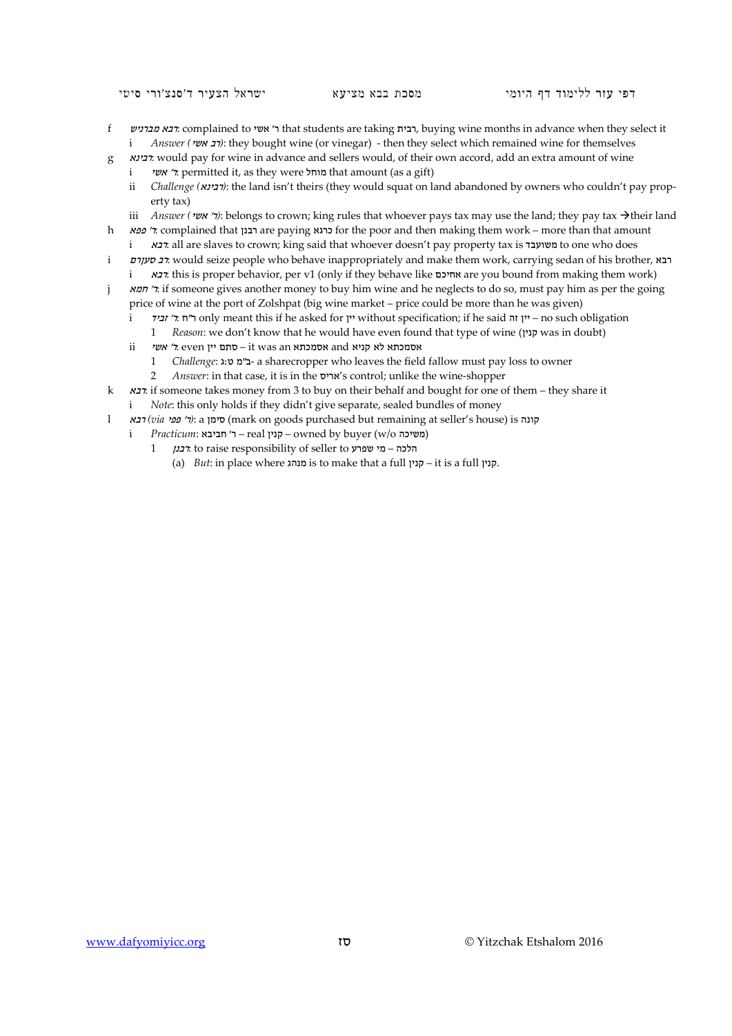- f *רבא מברניש*: complained to ר' אשי that students are taking רבית, buying wine months in advance when they select it
  - i *Answer (רב אשי)*: they bought wine (or vinegar) - then they select which remained wine for themselves
- g *רבינא*: would pay for wine in advance and sellers would, of their own accord, add an extra amount of wine
  - i *ר' אשי*: permitted it, as they were מוחל that amount (as a gift)
  - ii *Challenge (רבינא)*: the land isn't theirs (they would squat on land abandoned by owners who couldn't pay property tax)
  - iii *Answer (ר' אשי)*: belongs to crown; king rules that whoever pays tax may use the land; they pay tax →their land
- h *ר' פפא*: complained that רבנן are paying כרגא for the poor and then making them work – more than that amount
  - i *רבא*: all are slaves to crown; king said that whoever doesn't pay property tax is משועבד to one who does
- i *רב סעורם*: would seize people who behave inappropriately and make them work, carrying sedan of his brother, רבא
  - i *רבא*: this is proper behavior, per v1 (only if they behave like אחיכם are you bound from making them work)
- j *ר' חמא*: if someone gives another money to buy him wine and he neglects to do so, must pay him as per the going price of wine at the port of Zolshpat (big wine market – price could be more than he was given)
  - i *ר' זביד*: ר"ח only meant this if he asked for יין without specification; if he said יין זה – no such obligation
    - 1 *Reason*: we don't know that he would have even found that type of wine (קנין was in doubt)
  - ii *ר' אשי*: even סתם יין – it was an אסמכתא and אסמכתא לא קניא
    - 1 *Challenge*: ב"מ ט:ג- a sharecropper who leaves the field fallow must pay loss to owner
    - 2 *Answer*: in that case, it is in the אריס's control; unlike the wine-shopper
- k *רבא*: if someone takes money from 3 to buy on their behalf and bought for one of them – they share it
  - i *Note*: this only holds if they didn't give separate, sealed bundles of money
- l *רבא (via ר' פפי)*: a סימן (mark on goods purchased but remaining at seller's house) is קונה
  - i *Practicum*: ר' חביבא – real קנין – owned by buyer (w/o משיכה)
    - 1 *רבנן*: to raise responsibility of seller to מי שפרע – הלכה
      - (a) *But*: in place where מנהג is to make that a full קנין – it is a full קנין.